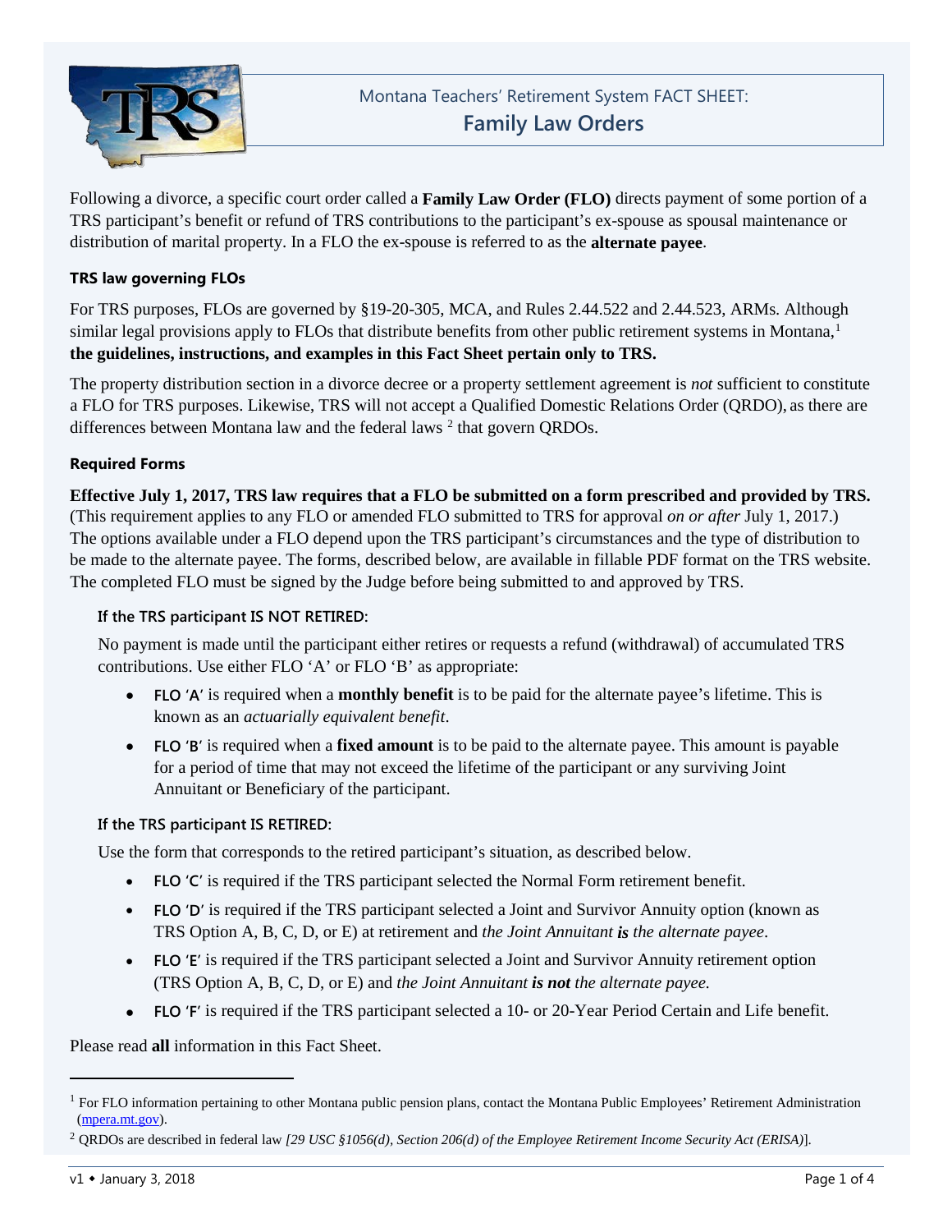Montana Teachers' Retirement System FACT SHEET:

# Family Law Orders

Following a divorce, a specific court order called a **Family Law Order (FLO)** directs payment of some portion of a TRS participant's benefit or refund of TRS contributions to the participant's ex-spouse as spousal maintenance or distribution of marital property. In a FLO the ex-spouse is referred to as the **alternate payee**.

### TRS law governing FLOs

For TRS purposes, FLOs are governed by §19-20-305, MCA, and Rules 2.44.522 and 2.44.523, ARMs. Although similar legal provisions apply to FLOs that distribute benefits from other public retirement systems in Montana,[1] **the guidelines, instructions, and examples in this Fact Sheet pertain only to TRS.**

The property distribution section in a divorce decree or a property settlement agreement is *not* sufficient to constitute a FLO for TRS purposes. Likewise, TRS will not accept a Qualified Domestic Relations Order (QRDO), as there are differences between Montana law and the federal laws [2] that govern QRDOs.

### Required Forms

**Effective July 1, 2017, TRS law requires that a FLO be submitted on a form prescribed and provided by TRS.** (This requirement applies to any FLO or amended FLO submitted to TRS for approval *on or after* July 1, 2017.) The options available under a FLO depend upon the TRS participant's circumstances and the type of distribution to be made to the alternate payee. The forms, described below, are available in fillable PDF format on the TRS website. The completed FLO must be signed by the Judge before being submitted to and approved by TRS.

#### If the TRS participant IS NOT RETIRED:

No payment is made until the participant either retires or requests a refund (withdrawal) of accumulated TRS contributions. Use either FLO 'A' or FLO 'B' as appropriate:

- **FLO 'A'** is required when a **monthly benefit** is to be paid for the alternate payee's lifetime. This is known as an *actuarially equivalent benefit*.
- **FLO 'B'** is required when a **fixed amount** is to be paid to the alternate payee. This amount is payable for a period of time that may not exceed the lifetime of the participant or any surviving Joint Annuitant or Beneficiary of the participant.

#### If the TRS participant IS RETIRED:

Use the form that corresponds to the retired participant's situation, as described below.

- **FLO 'C'** is required if the TRS participant selected the Normal Form retirement benefit.
- **FLO 'D'** is required if the TRS participant selected a Joint and Survivor Annuity option (known as TRS Option A, B, C, D, or E) at retirement and *the Joint Annuitant **is** the alternate payee*.
- **FLO 'E'** is required if the TRS participant selected a Joint and Survivor Annuity retirement option (TRS Option A, B, C, D, or E) and *the Joint Annuitant **is not** the alternate payee.*
- **FLO 'F'** is required if the TRS participant selected a 10- or 20-Year Period Certain and Life benefit.

Please read **all** information in this Fact Sheet.

---

[1] For FLO information pertaining to other Montana public pension plans, contact the Montana Public Employees' Retirement Administration (mpera.mt.gov).

[2] QRDOs are described in federal law *[29 USC §1056(d), Section 206(d) of the Employee Retirement Income Security Act (ERISA)]*.

v1 • January 3, 2018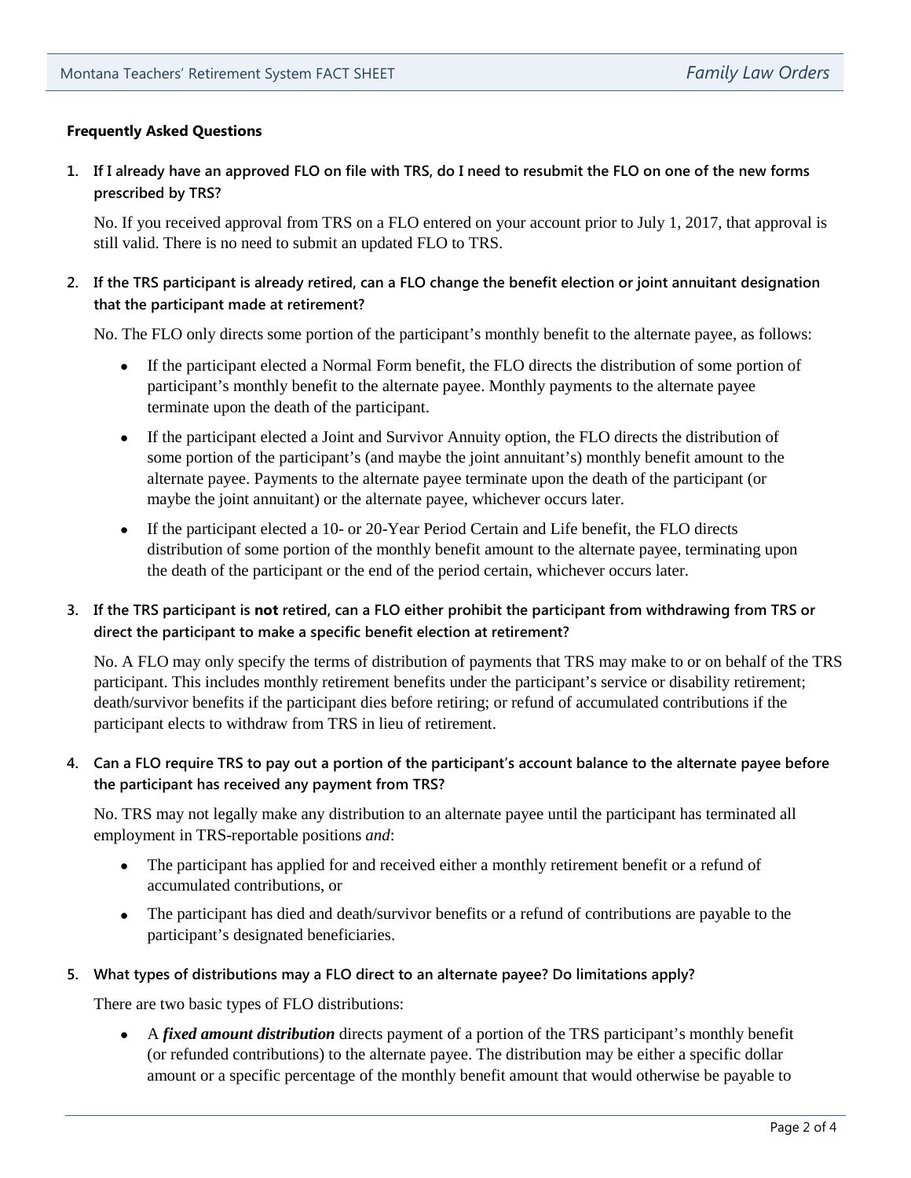**Frequently Asked Questions**

1. **If I already have an approved FLO on file with TRS, do I need to resubmit the FLO on one of the new forms prescribed by TRS?**

   No. If you received approval from TRS on a FLO entered on your account prior to July 1, 2017, that approval is still valid. There is no need to submit an updated FLO to TRS.

2. **If the TRS participant is already retired, can a FLO change the benefit election or joint annuitant designation that the participant made at retirement?**

   No. The FLO only directs some portion of the participant's monthly benefit to the alternate payee, as follows:

   - If the participant elected a Normal Form benefit, the FLO directs the distribution of some portion of participant's monthly benefit to the alternate payee. Monthly payments to the alternate payee terminate upon the death of the participant.
   - If the participant elected a Joint and Survivor Annuity option, the FLO directs the distribution of some portion of the participant's (and maybe the joint annuitant's) monthly benefit amount to the alternate payee. Payments to the alternate payee terminate upon the death of the participant (or maybe the joint annuitant) or the alternate payee, whichever occurs later.
   - If the participant elected a 10- or 20-Year Period Certain and Life benefit, the FLO directs distribution of some portion of the monthly benefit amount to the alternate payee, terminating upon the death of the participant or the end of the period certain, whichever occurs later.

3. **If the TRS participant is not retired, can a FLO either prohibit the participant from withdrawing from TRS or direct the participant to make a specific benefit election at retirement?**

   No. A FLO may only specify the terms of distribution of payments that TRS may make to or on behalf of the TRS participant. This includes monthly retirement benefits under the participant's service or disability retirement; death/survivor benefits if the participant dies before retiring; or refund of accumulated contributions if the participant elects to withdraw from TRS in lieu of retirement.

4. **Can a FLO require TRS to pay out a portion of the participant's account balance to the alternate payee before the participant has received any payment from TRS?**

   No. TRS may not legally make any distribution to an alternate payee until the participant has terminated all employment in TRS-reportable positions *and*:

   - The participant has applied for and received either a monthly retirement benefit or a refund of accumulated contributions, or
   - The participant has died and death/survivor benefits or a refund of contributions are payable to the participant's designated beneficiaries.

5. **What types of distributions may a FLO direct to an alternate payee? Do limitations apply?**

   There are two basic types of FLO distributions:

   - A ***fixed amount distribution*** directs payment of a portion of the TRS participant's monthly benefit (or refunded contributions) to the alternate payee. The distribution may be either a specific dollar amount or a specific percentage of the monthly benefit amount that would otherwise be payable to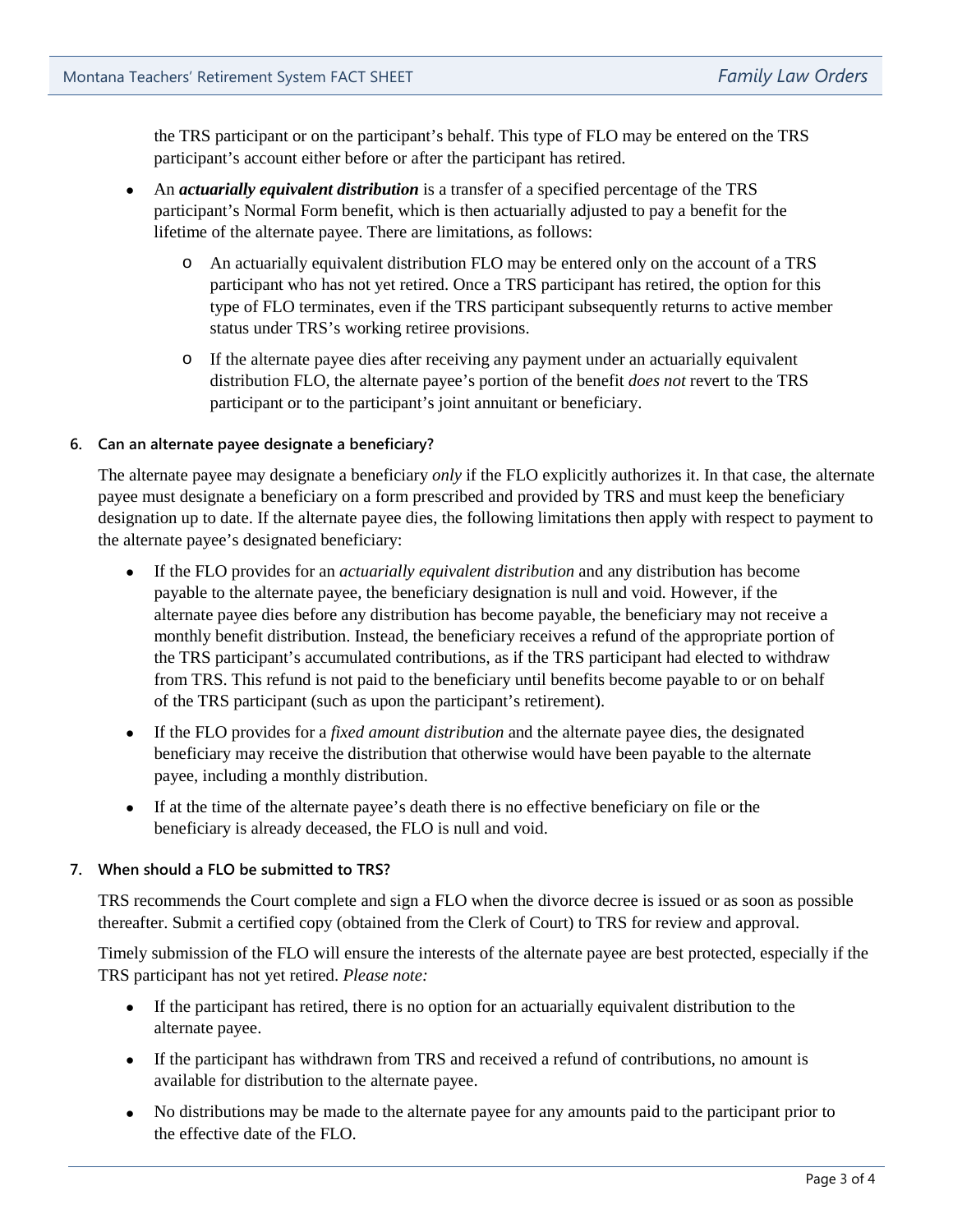the TRS participant or on the participant's behalf. This type of FLO may be entered on the TRS participant's account either before or after the participant has retired.

- An ***actuarially equivalent distribution*** is a transfer of a specified percentage of the TRS participant's Normal Form benefit, which is then actuarially adjusted to pay a benefit for the lifetime of the alternate payee. There are limitations, as follows:
  - An actuarially equivalent distribution FLO may be entered only on the account of a TRS participant who has not yet retired. Once a TRS participant has retired, the option for this type of FLO terminates, even if the TRS participant subsequently returns to active member status under TRS's working retiree provisions.
  - If the alternate payee dies after receiving any payment under an actuarially equivalent distribution FLO, the alternate payee's portion of the benefit *does not* revert to the TRS participant or to the participant's joint annuitant or beneficiary.

#### 6. Can an alternate payee designate a beneficiary?

The alternate payee may designate a beneficiary *only* if the FLO explicitly authorizes it. In that case, the alternate payee must designate a beneficiary on a form prescribed and provided by TRS and must keep the beneficiary designation up to date. If the alternate payee dies, the following limitations then apply with respect to payment to the alternate payee's designated beneficiary:

- If the FLO provides for an *actuarially equivalent distribution* and any distribution has become payable to the alternate payee, the beneficiary designation is null and void. However, if the alternate payee dies before any distribution has become payable, the beneficiary may not receive a monthly benefit distribution. Instead, the beneficiary receives a refund of the appropriate portion of the TRS participant's accumulated contributions, as if the TRS participant had elected to withdraw from TRS. This refund is not paid to the beneficiary until benefits become payable to or on behalf of the TRS participant (such as upon the participant's retirement).
- If the FLO provides for a *fixed amount distribution* and the alternate payee dies, the designated beneficiary may receive the distribution that otherwise would have been payable to the alternate payee, including a monthly distribution.
- If at the time of the alternate payee's death there is no effective beneficiary on file or the beneficiary is already deceased, the FLO is null and void.

#### 7. When should a FLO be submitted to TRS?

TRS recommends the Court complete and sign a FLO when the divorce decree is issued or as soon as possible thereafter. Submit a certified copy (obtained from the Clerk of Court) to TRS for review and approval.

Timely submission of the FLO will ensure the interests of the alternate payee are best protected, especially if the TRS participant has not yet retired. *Please note:*

- If the participant has retired, there is no option for an actuarially equivalent distribution to the alternate payee.
- If the participant has withdrawn from TRS and received a refund of contributions, no amount is available for distribution to the alternate payee.
- No distributions may be made to the alternate payee for any amounts paid to the participant prior to the effective date of the FLO.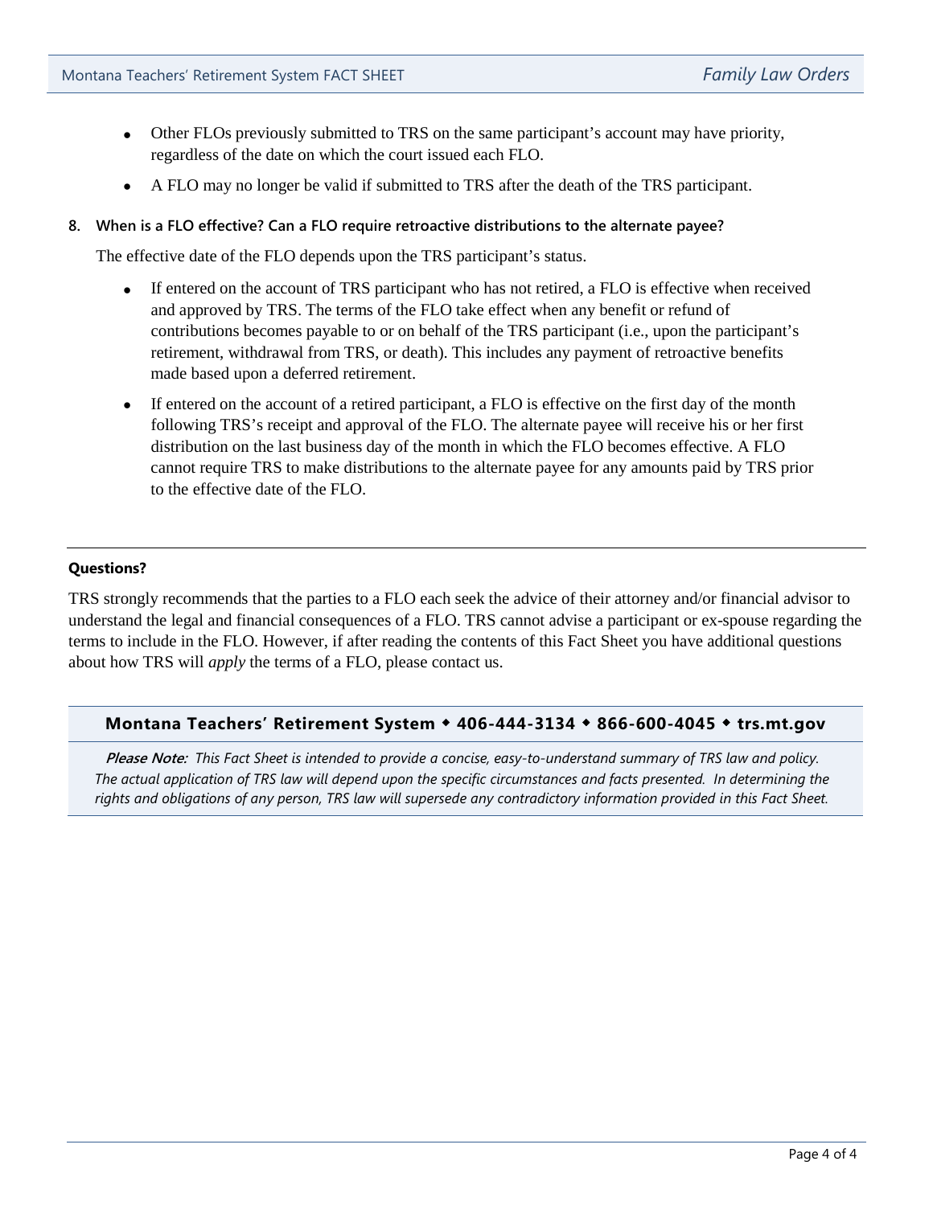- Other FLOs previously submitted to TRS on the same participant's account may have priority, regardless of the date on which the court issued each FLO.
- A FLO may no longer be valid if submitted to TRS after the death of the TRS participant.

**8. When is a FLO effective? Can a FLO require retroactive distributions to the alternate payee?**

The effective date of the FLO depends upon the TRS participant's status.

- If entered on the account of TRS participant who has not retired, a FLO is effective when received and approved by TRS. The terms of the FLO take effect when any benefit or refund of contributions becomes payable to or on behalf of the TRS participant (i.e., upon the participant's retirement, withdrawal from TRS, or death). This includes any payment of retroactive benefits made based upon a deferred retirement.
- If entered on the account of a retired participant, a FLO is effective on the first day of the month following TRS's receipt and approval of the FLO. The alternate payee will receive his or her first distribution on the last business day of the month in which the FLO becomes effective. A FLO cannot require TRS to make distributions to the alternate payee for any amounts paid by TRS prior to the effective date of the FLO.

---

**Questions?**

TRS strongly recommends that the parties to a FLO each seek the advice of their attorney and/or financial advisor to understand the legal and financial consequences of a FLO. TRS cannot advise a participant or ex-spouse regarding the terms to include in the FLO. However, if after reading the contents of this Fact Sheet you have additional questions about how TRS will *apply* the terms of a FLO, please contact us.

**Montana Teachers' Retirement System ◆ 406-444-3134 ◆ 866-600-4045 ◆ trs.mt.gov**

***Please Note:*** *This Fact Sheet is intended to provide a concise, easy-to-understand summary of TRS law and policy. The actual application of TRS law will depend upon the specific circumstances and facts presented. In determining the rights and obligations of any person, TRS law will supersede any contradictory information provided in this Fact Sheet.*